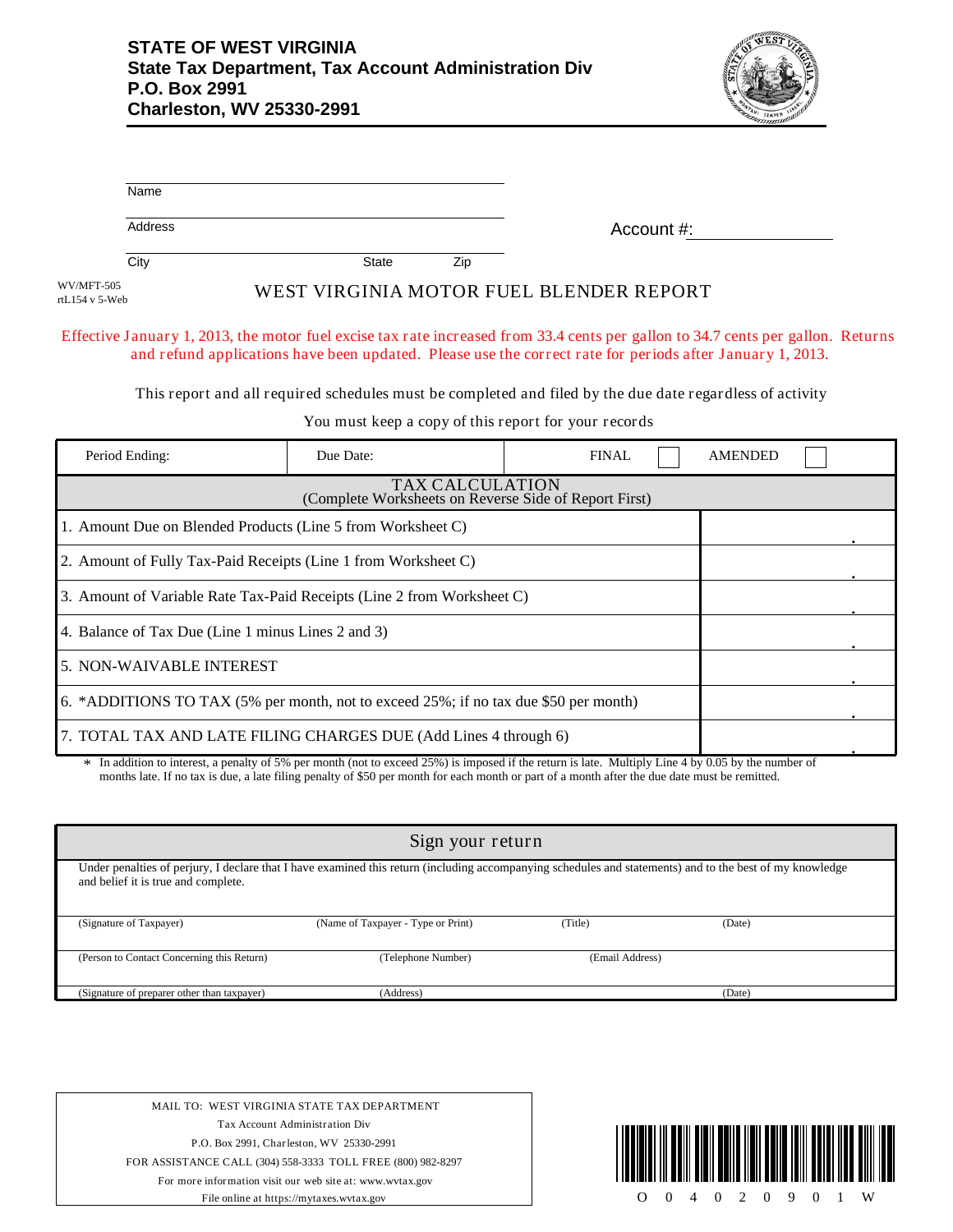**STATE OF WEST VIRGINIA**
**State Tax Department, Tax Account Administration Div**
**P.O. Box 2991**
**Charleston, WV 25330-2991**

Name

Address

City State Zip

Account #:

WV/MFT-505
rtL154 v 5-Web

# WEST VIRGINIA MOTOR FUEL BLENDER REPORT

Effective January 1, 2013, the motor fuel excise tax rate increased from 33.4 cents per gallon to 34.7 cents per gallon. Returns and refund applications have been updated. Please use the correct rate for periods after January 1, 2013.

This report and all required schedules must be completed and filed by the due date regardless of activity

You must keep a copy of this report for your records

| Period Ending: | Due Date: | FINAL ☐ | AMENDED ☐ |
|---|---|---|---|

| TAX CALCULATION (Complete Worksheets on Reverse Side of Report First) | |
|---|---|
| 1. Amount Due on Blended Products (Line 5 from Worksheet C) | . |
| 2. Amount of Fully Tax-Paid Receipts (Line 1 from Worksheet C) | . |
| 3. Amount of Variable Rate Tax-Paid Receipts (Line 2 from Worksheet C) | . |
| 4. Balance of Tax Due (Line 1 minus Lines 2 and 3) | . |
| 5. NON-WAIVABLE INTEREST | . |
| 6. *ADDITIONS TO TAX (5% per month, not to exceed 25%; if no tax due $50 per month) | . |
| 7. TOTAL TAX AND LATE FILING CHARGES DUE (Add Lines 4 through 6) | . |

\* In addition to interest, a penalty of 5% per month (not to exceed 25%) is imposed if the return is late. Multiply Line 4 by 0.05 by the number of months late. If no tax is due, a late filing penalty of $50 per month for each month or part of a month after the due date must be remitted.

## Sign your return

Under penalties of perjury, I declare that I have examined this return (including accompanying schedules and statements) and to the best of my knowledge and belief it is true and complete.

| (Signature of Taxpayer) | (Name of Taxpayer - Type or Print) | (Title) | (Date) |
|---|---|---|---|
| (Person to Contact Concerning this Return) | (Telephone Number) | (Email Address) | |
| (Signature of preparer other than taxpayer) | (Address) | | (Date) |

MAIL TO: WEST VIRGINIA STATE TAX DEPARTMENT
Tax Account Administration Div
P.O. Box 2991, Charleston, WV 25330-2991
FOR ASSISTANCE CALL (304) 558-3333 TOLL FREE (800) 982-8297
For more information visit our web site at: www.wvtax.gov
File online at https://mytaxes.wvtax.gov

O 0 4 0 2 0 9 0 1 W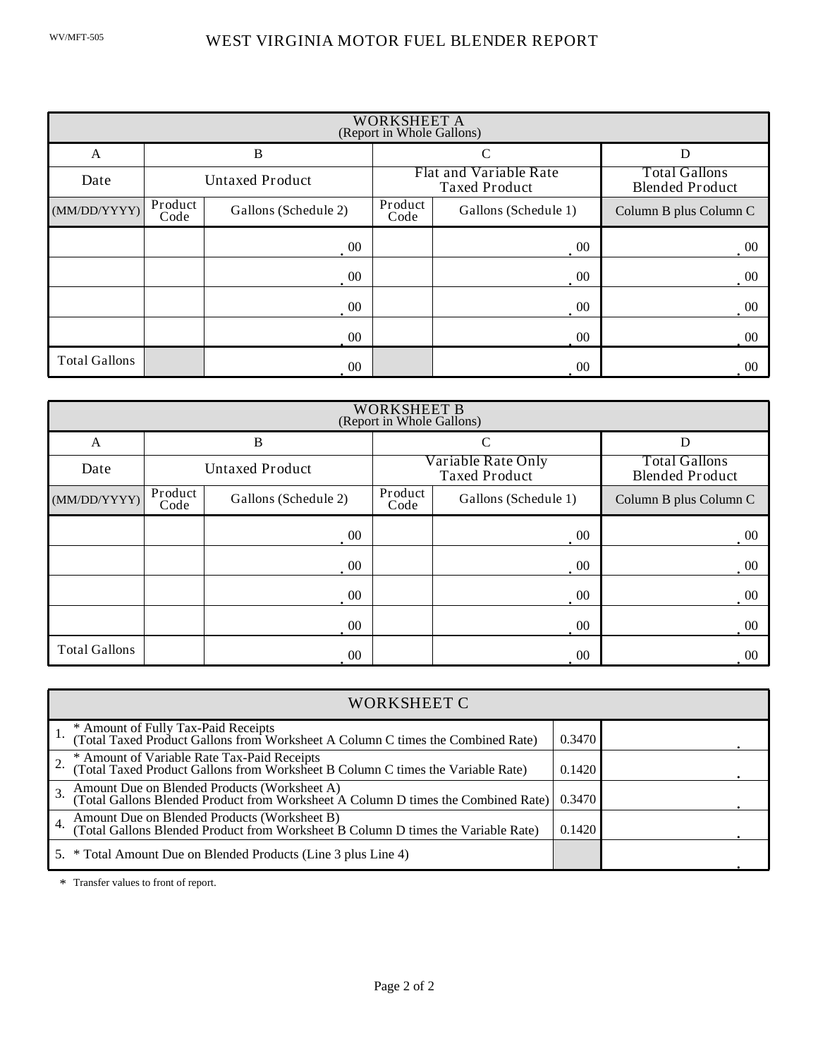WV/MFT-505

# WEST VIRGINIA MOTOR FUEL BLENDER REPORT

| WORKSHEET A (Report in Whole Gallons) | | | | | |
|---|---|---|---|---|---|
| A | B | | C | | D |
| Date | Untaxed Product | | Flat and Variable Rate Taxed Product | | Total Gallons Blended Product |
| (MM/DD/YYYY) | Product Code | Gallons (Schedule 2) | Product Code | Gallons (Schedule 1) | Column B plus Column C |
| | | .00 | | .00 | .00 |
| | | .00 | | .00 | .00 |
| | | .00 | | .00 | .00 |
| | | .00 | | .00 | .00 |
| Total Gallons | | .00 | | .00 | .00 |

| WORKSHEET B (Report in Whole Gallons) | | | | | |
|---|---|---|---|---|---|
| A | B | | C | | D |
| Date | Untaxed Product | | Variable Rate Only Taxed Product | | Total Gallons Blended Product |
| (MM/DD/YYYY) | Product Code | Gallons (Schedule 2) | Product Code | Gallons (Schedule 1) | Column B plus Column C |
| | | .00 | | .00 | .00 |
| | | .00 | | .00 | .00 |
| | | .00 | | .00 | .00 |
| | | .00 | | .00 | .00 |
| Total Gallons | | .00 | | .00 | .00 |

| WORKSHEET C | | |
|---|---|---|
| 1. * Amount of Fully Tax-Paid Receipts (Total Taxed Product Gallons from Worksheet A Column C times the Combined Rate) | 0.3470 | . |
| 2. * Amount of Variable Rate Tax-Paid Receipts (Total Taxed Product Gallons from Worksheet B Column C times the Variable Rate) | 0.1420 | . |
| 3. Amount Due on Blended Products (Worksheet A) (Total Gallons Blended Product from Worksheet A Column D times the Combined Rate) | 0.3470 | . |
| 4. Amount Due on Blended Products (Worksheet B) (Total Gallons Blended Product from Worksheet B Column D times the Variable Rate) | 0.1420 | . |
| 5. * Total Amount Due on Blended Products (Line 3 plus Line 4) | | . |

* Transfer values to front of report.